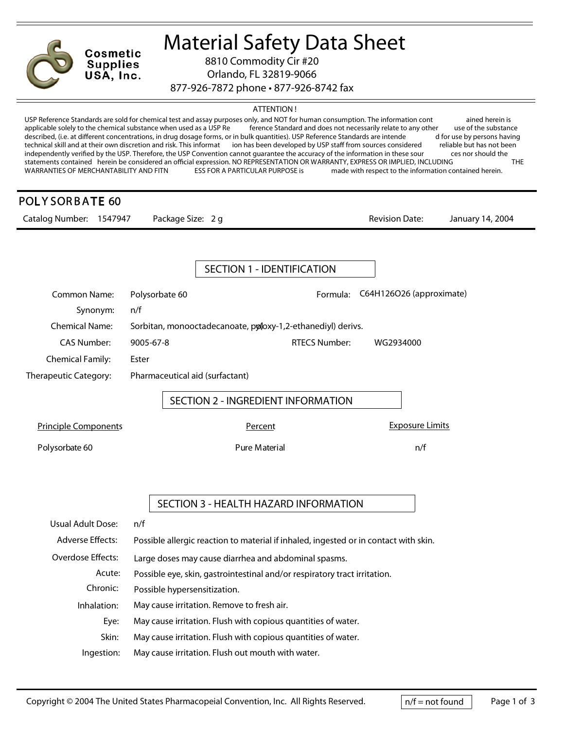# Material Safety Data Sheet

**Cosmetic Supplies USA, Inc.**

8810 Commodity Cir #20
Orlando, FL 32819-9066
877-926-7872 phone • 877-926-8742 fax

ATTENTION !

USP Reference Standards are sold for chemical test and assay purposes only, and NOT for human consumption. The information contained herein is applicable solely to the chemical substance when used as a USP Reference Standard and does not necessarily relate to any other use of the substance described, (i.e. at different concentrations, in drug dosage forms, or in bulk quantities). USP Reference Standards are intended for use by persons having technical skill and at their own discretion and risk. This information has been developed by USP staff from sources considered reliable but has not been independently verified by the USP. Therefore, the USP Convention cannot guarantee the accuracy of the information in these sources nor should the statements contained herein be considered an official expression. NO REPRESENTATION OR WARRANTY, EXPRESS OR IMPLIED, INCLUDING THE WARRANTIES OF MERCHANTABILITY AND FITNESS FOR A PARTICULAR PURPOSE is made with respect to the information contained herein.

## POLYSORBATE 60

Catalog Number: 1547947 Package Size: 2 g Revision Date: January 14, 2004

## SECTION 1 - IDENTIFICATION

| | | | |
|---|---|---|---|
| Common Name: | Polysorbate 60 | Formula: | C64H126O26 (approximate) |
| Synonym: | n/f | | |
| Chemical Name: | Sorbitan, monooctadecanoate, poly(oxy-1,2-ethanediyl) derivs. | | |
| CAS Number: | 9005-67-8 | RTECS Number: | WG2934000 |
| Chemical Family: | Ester | | |
| Therapeutic Category: | Pharmaceutical aid (surfactant) | | |

## SECTION 2 - INGREDIENT INFORMATION

| Principle Components | Percent | Exposure Limits |
|---|---|---|
| Polysorbate 60 | Pure Material | n/f |

## SECTION 3 - HEALTH HAZARD INFORMATION

| | |
|---|---|
| Usual Adult Dose: | n/f |
| Adverse Effects: | Possible allergic reaction to material if inhaled, ingested or in contact with skin. |
| Overdose Effects: | Large doses may cause diarrhea and abdominal spasms. |
| Acute: | Possible eye, skin, gastrointestinal and/or respiratory tract irritation. |
| Chronic: | Possible hypersensitization. |
| Inhalation: | May cause irritation. Remove to fresh air. |
| Eye: | May cause irritation. Flush with copious quantities of water. |
| Skin: | May cause irritation. Flush with copious quantities of water. |
| Ingestion: | May cause irritation. Flush out mouth with water. |

Copyright © 2004 The United States Pharmacopeial Convention, Inc. All Rights Reserved.

n/f = not found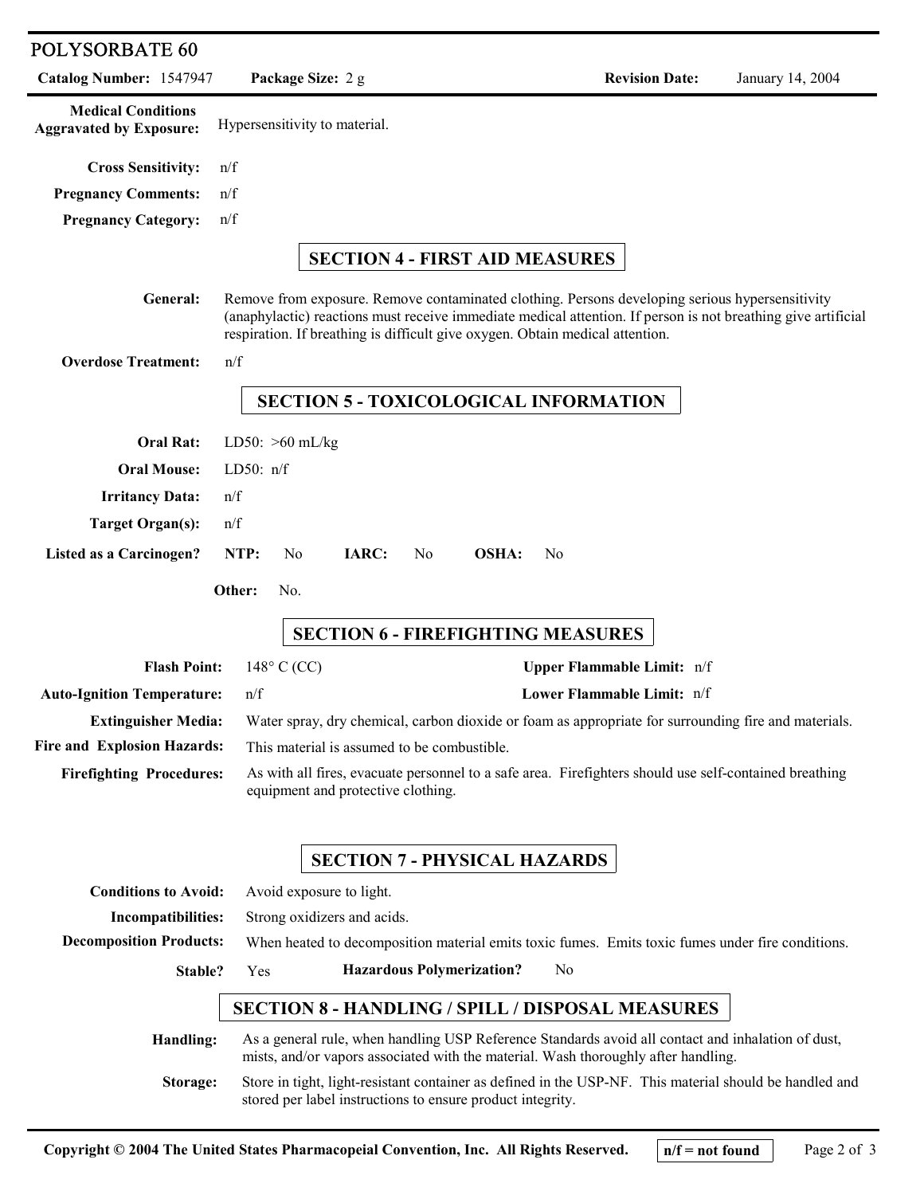**Medical Conditions Aggravated by Exposure:** Hypersensitivity to material.

**Cross Sensitivity:** n/f

**Pregnancy Comments:** n/f

**Pregnancy Category:** n/f

## SECTION 4 - FIRST AID MEASURES

**General:** Remove from exposure. Remove contaminated clothing. Persons developing serious hypersensitivity (anaphylactic) reactions must receive immediate medical attention. If person is not breathing give artificial respiration. If breathing is difficult give oxygen. Obtain medical attention.

**Overdose Treatment:** n/f

## SECTION 5 - TOXICOLOGICAL INFORMATION

**Oral Rat:** LD50: >60 mL/kg

**Oral Mouse:** LD50: n/f

**Irritancy Data:** n/f

**Target Organ(s):** n/f

**Listed as a Carcinogen?** **NTP:** No **IARC:** No **OSHA:** No

**Other:** No.

## SECTION 6 - FIREFIGHTING MEASURES

**Flash Point:** 148° C (CC)

**Upper Flammable Limit:** n/f

**Auto-Ignition Temperature:** n/f

**Lower Flammable Limit:** n/f

**Extinguisher Media:** Water spray, dry chemical, carbon dioxide or foam as appropriate for surrounding fire and materials.

**Fire and Explosion Hazards:** This material is assumed to be combustible.

**Firefighting Procedures:** As with all fires, evacuate personnel to a safe area. Firefighters should use self-contained breathing equipment and protective clothing.

## SECTION 7 - PHYSICAL HAZARDS

**Conditions to Avoid:** Avoid exposure to light.

**Incompatibilities:** Strong oxidizers and acids.

**Decomposition Products:** When heated to decomposition material emits toxic fumes. Emits toxic fumes under fire conditions.

**Stable?** Yes **Hazardous Polymerization?** No

## SECTION 8 - HANDLING / SPILL / DISPOSAL MEASURES

**Handling:** As a general rule, when handling USP Reference Standards avoid all contact and inhalation of dust, mists, and/or vapors associated with the material. Wash thoroughly after handling.

**Storage:** Store in tight, light-resistant container as defined in the USP-NF. This material should be handled and stored per label instructions to ensure product integrity.

Copyright © 2004 The United States Pharmacopeial Convention, Inc. All Rights Reserved. **n/f = not found**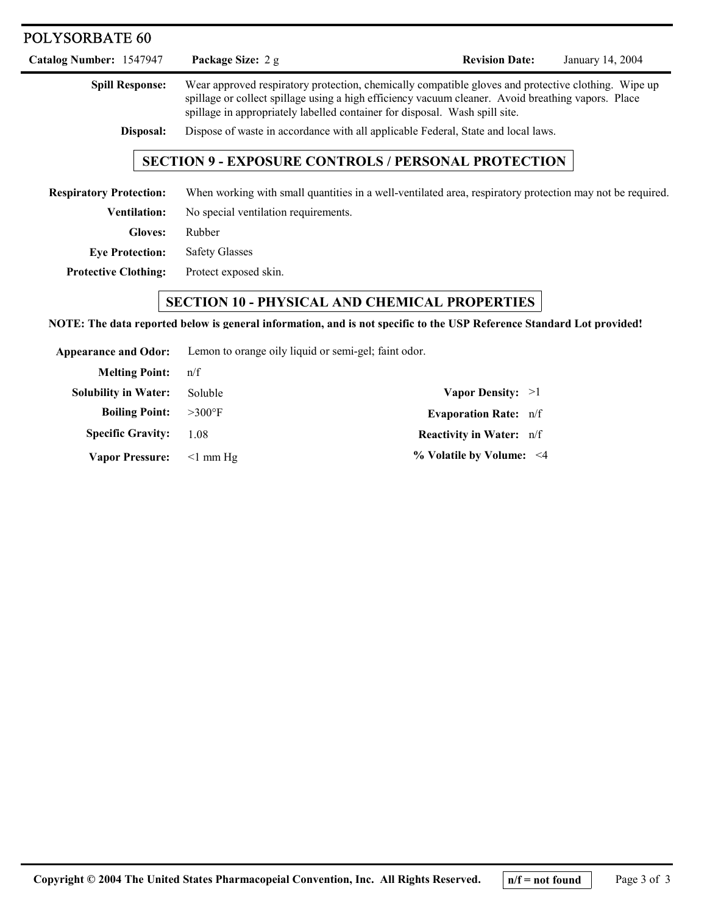**Spill Response:** Wear approved respiratory protection, chemically compatible gloves and protective clothing. Wipe up spillage or collect spillage using a high efficiency vacuum cleaner. Avoid breathing vapors. Place spillage in appropriately labelled container for disposal. Wash spill site.

**Disposal:** Dispose of waste in accordance with all applicable Federal, State and local laws.

## SECTION 9 - EXPOSURE CONTROLS / PERSONAL PROTECTION

**Respiratory Protection:** When working with small quantities in a well-ventilated area, respiratory protection may not be required.

**Ventilation:** No special ventilation requirements.

**Gloves:** Rubber

**Eye Protection:** Safety Glasses

**Protective Clothing:** Protect exposed skin.

## SECTION 10 - PHYSICAL AND CHEMICAL PROPERTIES

**NOTE: The data reported below is general information, and is not specific to the USP Reference Standard Lot provided!**

**Appearance and Odor:** Lemon to orange oily liquid or semi-gel; faint odor.

**Melting Point:** n/f

| | | | |
|---|---|---|---|
| **Solubility in Water:** | Soluble | **Vapor Density:** | >1 |
| **Boiling Point:** | >300°F | **Evaporation Rate:** | n/f |
| **Specific Gravity:** | 1.08 | **Reactivity in Water:** | n/f |
| **Vapor Pressure:** | <1 mm Hg | **% Volatile by Volume:** | <4 |

Copyright © 2004 The United States Pharmacopeial Convention, Inc. All Rights Reserved.

n/f = not found